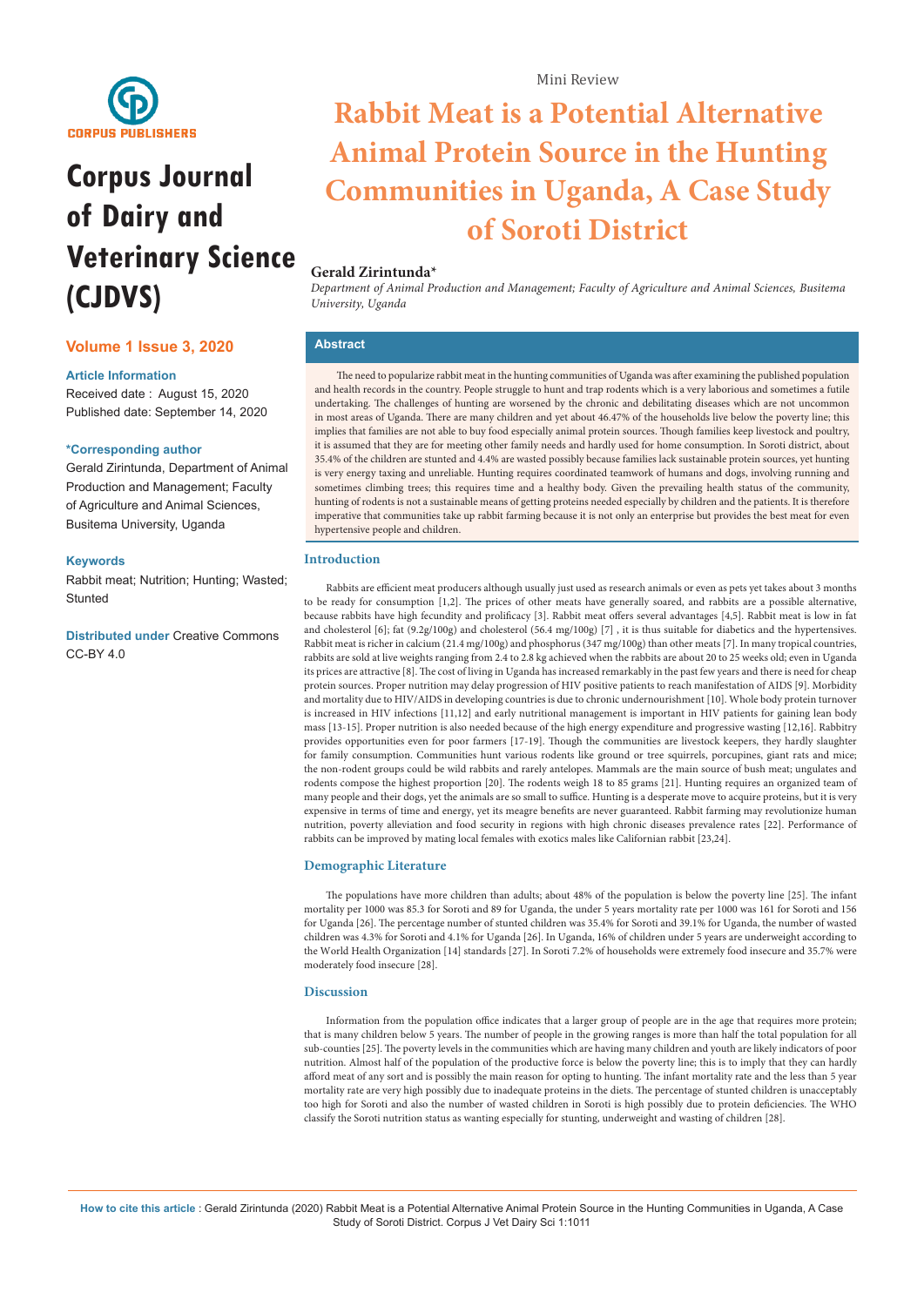Mini Review

# Rabbit Meat is a Potential Alternative Animal Protein Source in the Hunting Communities in Uganda, A Case Study of Soroti District

**Gerald Zirintunda***

*Department of Animal Production and Management; Faculty of Agriculture and Animal Sciences, Busitema University, Uganda*

**Corpus Journal of Dairy and Veterinary Science (CJDVS)**

**Volume 1 Issue 3, 2020**

**Article Information**

Received date : August 15, 2020
Published date: September 14, 2020

**\*Corresponding author**

Gerald Zirintunda, Department of Animal Production and Management; Faculty of Agriculture and Animal Sciences, Busitema University, Uganda

**Keywords**

Rabbit meat; Nutrition; Hunting; Wasted; Stunted

**Distributed under** Creative Commons CC-BY 4.0

## Abstract

The need to popularize rabbit meat in the hunting communities of Uganda was after examining the published population and health records in the country. People struggle to hunt and trap rodents which is a very laborious and sometimes a futile undertaking. The challenges of hunting are worsened by the chronic and debilitating diseases which are not uncommon in most areas of Uganda. There are many children and yet about 46.47% of the households live below the poverty line; this implies that families are not able to buy food especially animal protein sources. Though families keep livestock and poultry, it is assumed that they are for meeting other family needs and hardly used for home consumption. In Soroti district, about 35.4% of the children are stunted and 4.4% are wasted possibly because families lack sustainable protein sources, yet hunting is very energy taxing and unreliable. Hunting requires coordinated teamwork of humans and dogs, involving running and sometimes climbing trees; this requires time and a healthy body. Given the prevailing health status of the community, hunting of rodents is not a sustainable means of getting proteins needed especially by children and the patients. It is therefore imperative that communities take up rabbit farming because it is not only an enterprise but provides the best meat for even hypertensive people and children.

## Introduction

Rabbits are efficient meat producers although usually just used as research animals or even as pets yet takes about 3 months to be ready for consumption [1,2]. The prices of other meats have generally soared, and rabbits are a possible alternative, because rabbits have high fecundity and prolificacy [3]. Rabbit meat offers several advantages [4,5]. Rabbit meat is low in fat and cholesterol [6]; fat (9.2g/100g) and cholesterol (56.4 mg/100g) [7] , it is thus suitable for diabetics and the hypertensives. Rabbit meat is richer in calcium (21.4 mg/100g) and phosphorus (347 mg/100g) than other meats [7]. In many tropical countries, rabbits are sold at live weights ranging from 2.4 to 2.8 kg achieved when the rabbits are about 20 to 25 weeks old; even in Uganda its prices are attractive [8]. The cost of living in Uganda has increased remarkably in the past few years and there is need for cheap protein sources. Proper nutrition may delay progression of HIV positive patients to reach manifestation of AIDS [9]. Morbidity and mortality due to HIV/AIDS in developing countries is due to chronic undernourishment [10]. Whole body protein turnover is increased in HIV infections [11,12] and early nutritional management is important in HIV patients for gaining lean body mass [13-15]. Proper nutrition is also needed because of the high energy expenditure and progressive wasting [12,16]. Rabbitry provides opportunities even for poor farmers [17-19]. Though the communities are livestock keepers, they hardly slaughter for family consumption. Communities hunt various rodents like ground or tree squirrels, porcupines, giant rats and mice; the non-rodent groups could be wild rabbits and rarely antelopes. Mammals are the main source of bush meat; ungulates and rodents compose the highest proportion [20]. The rodents weigh 18 to 85 grams [21]. Hunting requires an organized team of many people and their dogs, yet the animals are so small to suffice. Hunting is a desperate move to acquire proteins, but it is very expensive in terms of time and energy, yet its meagre benefits are never guaranteed. Rabbit farming may revolutionize human nutrition, poverty alleviation and food security in regions with high chronic diseases prevalence rates [22]. Performance of rabbits can be improved by mating local females with exotics males like Californian rabbit [23,24].

## Demographic Literature

The populations have more children than adults; about 48% of the population is below the poverty line [25]. The infant mortality per 1000 was 85.3 for Soroti and 89 for Uganda, the under 5 years mortality rate per 1000 was 161 for Soroti and 156 for Uganda [26]. The percentage number of stunted children was 35.4% for Soroti and 39.1% for Uganda, the number of wasted children was 4.3% for Soroti and 4.1% for Uganda [26]. In Uganda, 16% of children under 5 years are underweight according to the World Health Organization [14] standards [27]. In Soroti 7.2% of households were extremely food insecure and 35.7% were moderately food insecure [28].

## Discussion

Information from the population office indicates that a larger group of people are in the age that requires more protein; that is many children below 5 years. The number of people in the growing ranges is more than half the total population for all sub-counties [25]. The poverty levels in the communities which are having many children and youth are likely indicators of poor nutrition. Almost half of the population of the productive force is below the poverty line; this is to imply that they can hardly afford meat of any sort and is possibly the main reason for opting to hunting. The infant mortality rate and the less than 5 year mortality rate are very high possibly due to inadequate proteins in the diets. The percentage of stunted children is unacceptably too high for Soroti and also the number of wasted children in Soroti is high possibly due to protein deficiencies. The WHO classify the Soroti nutrition status as wanting especially for stunting, underweight and wasting of children [28].

**How to cite this article** : Gerald Zirintunda (2020) Rabbit Meat is a Potential Alternative Animal Protein Source in the Hunting Communities in Uganda, A Case Study of Soroti District. Corpus J Vet Dairy Sci 1:1011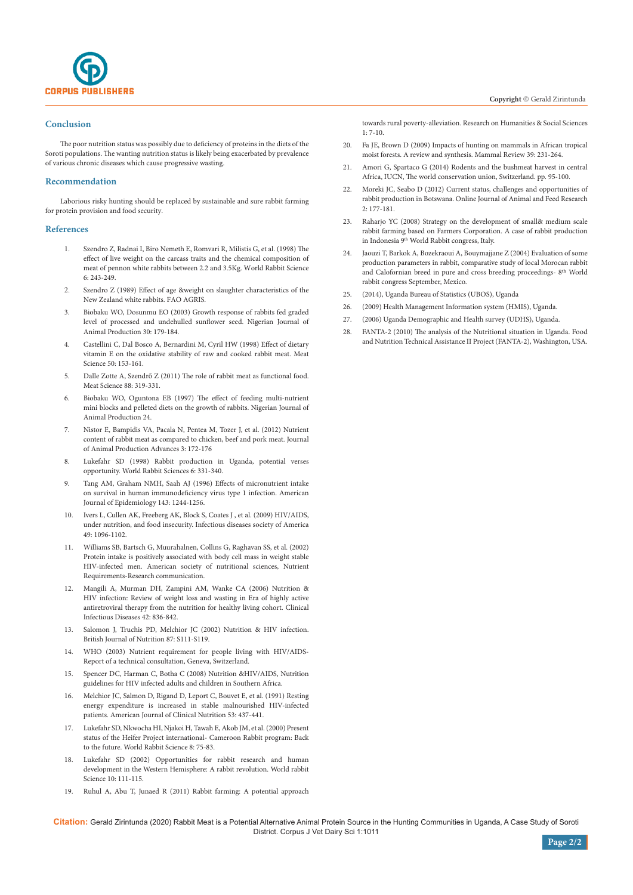## Conclusion

The poor nutrition status was possibly due to deficiency of proteins in the diets of the Soroti populations. The wanting nutrition status is likely being exacerbated by prevalence of various chronic diseases which cause progressive wasting.

## Recommendation

Laborious risky hunting should be replaced by sustainable and sure rabbit farming for protein provision and food security.

## References

1. Szendro Z, Radnai I, Biro Nemeth E, Romvari R, Milistis G, et al. (1998) The effect of live weight on the carcass traits and the chemical composition of meat of pennon white rabbits between 2.2 and 3.5Kg. World Rabbit Science 6: 243-249.
2. Szendro Z (1989) Effect of age &weight on slaughter characteristics of the New Zealand white rabbits. FAO AGRIS.
3. Biobaku WO, Dosunmu EO (2003) Growth response of rabbits fed graded level of processed and undehulled sunflower seed. Nigerian Journal of Animal Production 30: 179-184.
4. Castellini C, Dal Bosco A, Bernardini M, Cyril HW (1998) Effect of dietary vitamin E on the oxidative stability of raw and cooked rabbit meat. Meat Science 50: 153-161.
5. Dalle Zotte A, Szendrő Z (2011) The role of rabbit meat as functional food. Meat Science 88: 319-331.
6. Biobaku WO, Oguntona EB (1997) The effect of feeding multi-nutrient mini blocks and pelleted diets on the growth of rabbits. Nigerian Journal of Animal Production 24.
7. Nistor E, Bampidis VA, Pacala N, Pentea M, Tozer J, et al. (2012) Nutrient content of rabbit meat as compared to chicken, beef and pork meat. Journal of Animal Production Advances 3: 172-176
8. Lukefahr SD (1998) Rabbit production in Uganda, potential verses opportunity. World Rabbit Sciences 6: 331-340.
9. Tang AM, Graham NMH, Saah AJ (1996) Effects of micronutrient intake on survival in human immunodeficiency virus type 1 infection. American Journal of Epidemiology 143: 1244-1256.
10. Ivers L, Cullen AK, Freeberg AK, Block S, Coates J , et al. (2009) HIV/AIDS, under nutrition, and food insecurity. Infectious diseases society of America 49: 1096-1102.
11. Williams SB, Bartsch G, Muurahalnen, Collins G, Raghavan SS, et al. (2002) Protein intake is positively associated with body cell mass in weight stable HIV-infected men. American society of nutritional sciences, Nutrient Requirements-Research communication.
12. Mangili A, Murman DH, Zampini AM, Wanke CA (2006) Nutrition & HIV infection: Review of weight loss and wasting in Era of highly active antiretroviral therapy from the nutrition for healthy living cohort. Clinical Infectious Diseases 42: 836-842.
13. Salomon J, Truchis PD, Melchior JC (2002) Nutrition & HIV infection. British Journal of Nutrition 87: S111-S119.
14. WHO (2003) Nutrient requirement for people living with HIV/AIDS-Report of a technical consultation, Geneva, Switzerland.
15. Spencer DC, Harman C, Botha C (2008) Nutrition &HIV/AIDS, Nutrition guidelines for HIV infected adults and children in Southern Africa.
16. Melchior JC, Salmon D, Rigand D, Leport C, Bouvet E, et al. (1991) Resting energy expenditure is increased in stable malnourished HIV-infected patients. American Journal of Clinical Nutrition 53: 437-441.
17. Lukefahr SD, Nkwocha HI, Njakoi H, Tawah E, Akob JM, et al. (2000) Present status of the Heifer Project international- Cameroon Rabbit program: Back to the future. World Rabbit Science 8: 75-83.
18. Lukefahr SD (2002) Opportunities for rabbit research and human development in the Western Hemisphere: A rabbit revolution. World rabbit Science 10: 111-115.
19. Ruhul A, Abu T, Junaed R (2011) Rabbit farming: A potential approach towards rural poverty-alleviation. Research on Humanities & Social Sciences 1: 7-10.
20. Fa JE, Brown D (2009) Impacts of hunting on mammals in African tropical moist forests. A review and synthesis. Mammal Review 39: 231-264.
21. Amori G, Spartaco G (2014) Rodents and the bushmeat harvest in central Africa, IUCN, The world conservation union, Switzerland. pp. 95-100.
22. Moreki JC, Seabo D (2012) Current status, challenges and opportunities of rabbit production in Botswana. Online Journal of Animal and Feed Research 2: 177-181.
23. Raharjo YC (2008) Strategy on the development of small& medium scale rabbit farming based on Farmers Corporation. A case of rabbit production in Indonesia 9th World Rabbit congress, Italy.
24. Jaouzi T, Barkok A, Bozekraoui A, Bouymajjane Z (2004) Evaluation of some production parameters in rabbit, comparative study of local Morocan rabbit and Calofornian breed in pure and cross breeding proceedings- 8th World rabbit congress September, Mexico.
25. (2014), Uganda Bureau of Statistics (UBOS), Uganda
26. (2009) Health Management Information system (HMIS), Uganda.
27. (2006) Uganda Demographic and Health survey (UDHS), Uganda.
28. FANTA-2 (2010) The analysis of the Nutritional situation in Uganda. Food and Nutrition Technical Assistance II Project (FANTA-2), Washington, USA.